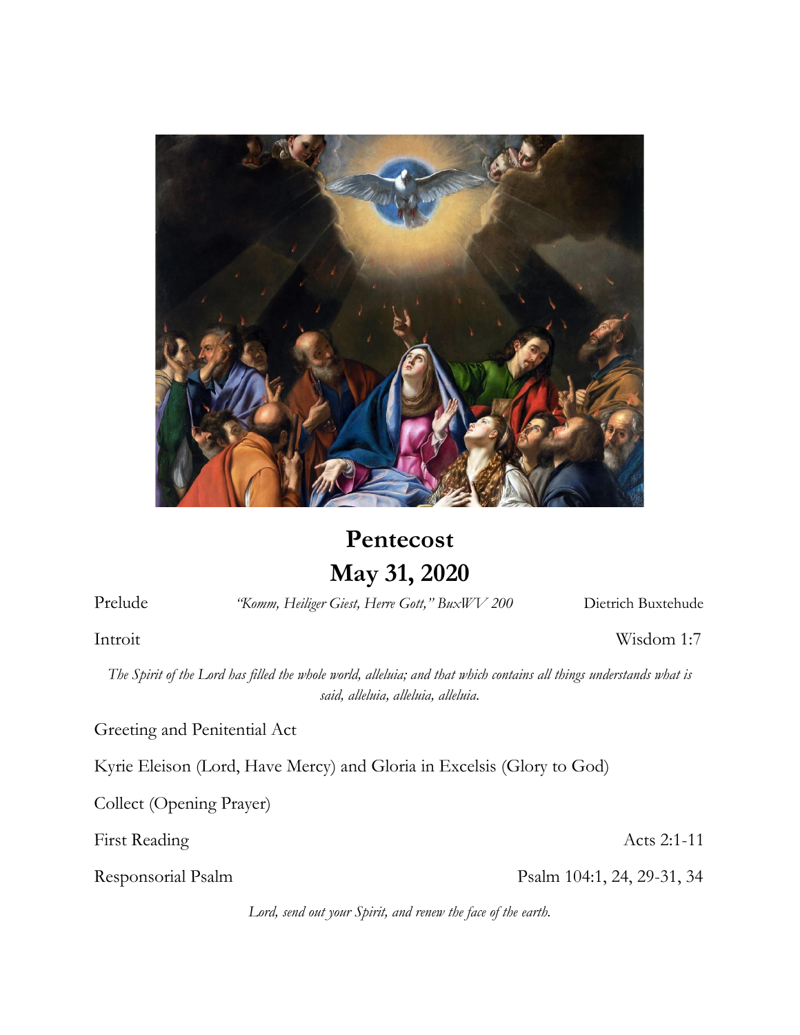# Pentecost
# May 31, 2020

Prelude *"Komm, Heiliger Giest, Herre Gott," BuxWV 200* Dietrich Buxtehude

Introit Wisdom 1:7

*The Spirit of the Lord has filled the whole world, alleluia; and that which contains all things understands what is said, alleluia, alleluia, alleluia.*

Greeting and Penitential Act

Kyrie Eleison (Lord, Have Mercy) and Gloria in Excelsis (Glory to God)

Collect (Opening Prayer)

First Reading Acts 2:1-11

Responsorial Psalm Psalm 104:1, 24, 29-31, 34

*Lord, send out your Spirit, and renew the face of the earth.*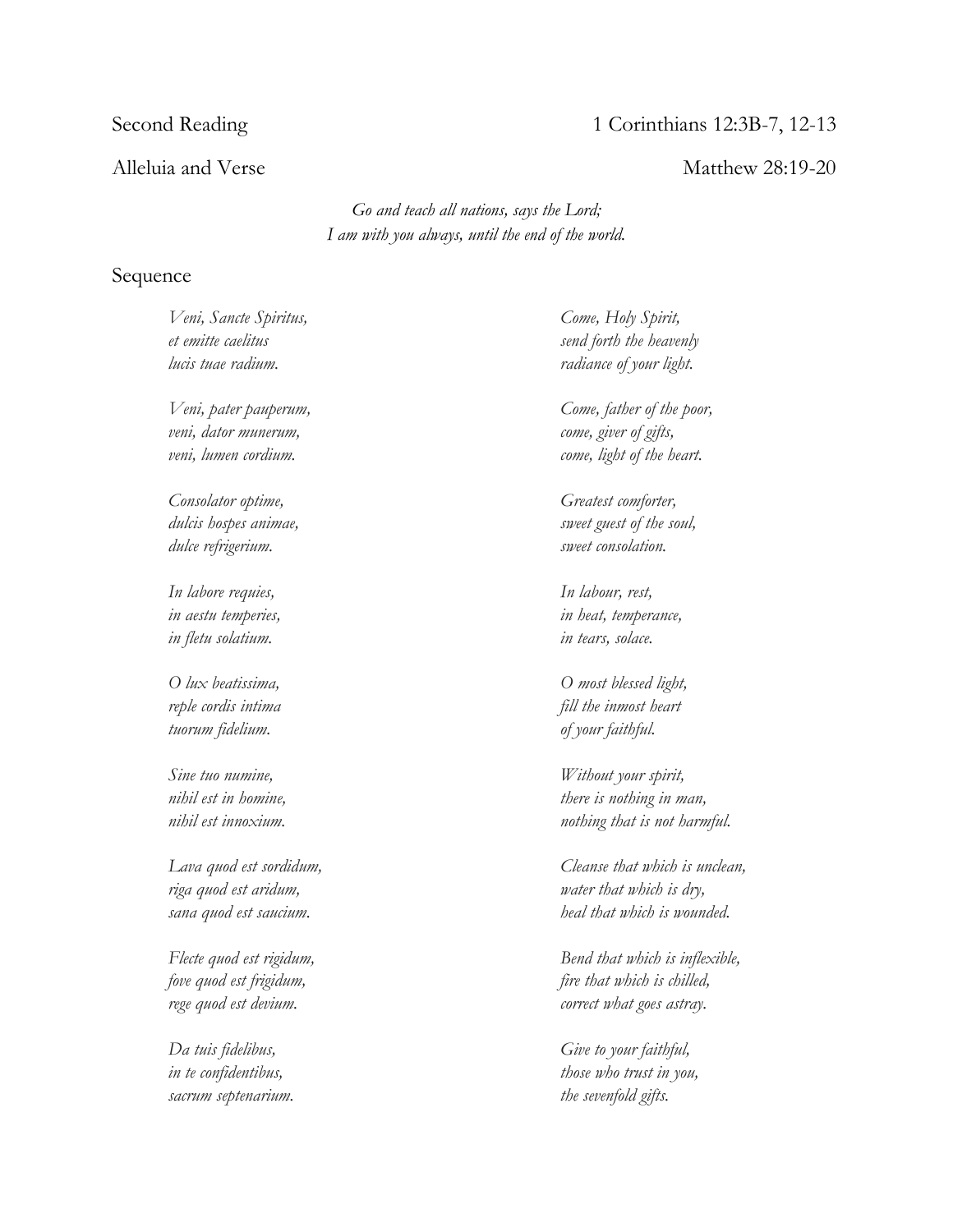Second Reading — 1 Corinthians 12:3B-7, 12-13

Alleluia and Verse — Matthew 28:19-20

*Go and teach all nations, says the Lord;*
*I am with you always, until the end of the world.*

## Sequence

| Latin | English |
|---|---|
| *Veni, Sancte Spiritus,*<br>*et emitte caelitus*<br>*lucis tuae radium.* | *Come, Holy Spirit,*<br>*send forth the heavenly*<br>*radiance of your light.* |
| *Veni, pater pauperum,*<br>*veni, dator munerum,*<br>*veni, lumen cordium.* | *Come, father of the poor,*<br>*come, giver of gifts,*<br>*come, light of the heart.* |
| *Consolator optime,*<br>*dulcis hospes animae,*<br>*dulce refrigerium.* | *Greatest comforter,*<br>*sweet guest of the soul,*<br>*sweet consolation.* |
| *In labore requies,*<br>*in aestu temperies,*<br>*in fletu solatium.* | *In labour, rest,*<br>*in heat, temperance,*<br>*in tears, solace.* |
| *O lux beatissima,*<br>*reple cordis intima*<br>*tuorum fidelium.* | *O most blessed light,*<br>*fill the inmost heart*<br>*of your faithful.* |
| *Sine tuo numine,*<br>*nihil est in homine,*<br>*nihil est innoxium.* | *Without your spirit,*<br>*there is nothing in man,*<br>*nothing that is not harmful.* |
| *Lava quod est sordidum,*<br>*riga quod est aridum,*<br>*sana quod est saucium.* | *Cleanse that which is unclean,*<br>*water that which is dry,*<br>*heal that which is wounded.* |
| *Flecte quod est rigidum,*<br>*fove quod est frigidum,*<br>*rege quod est devium.* | *Bend that which is inflexible,*<br>*fire that which is chilled,*<br>*correct what goes astray.* |
| *Da tuis fidelibus,*<br>*in te confidentibus,*<br>*sacrum septenarium.* | *Give to your faithful,*<br>*those who trust in you,*<br>*the sevenfold gifts.* |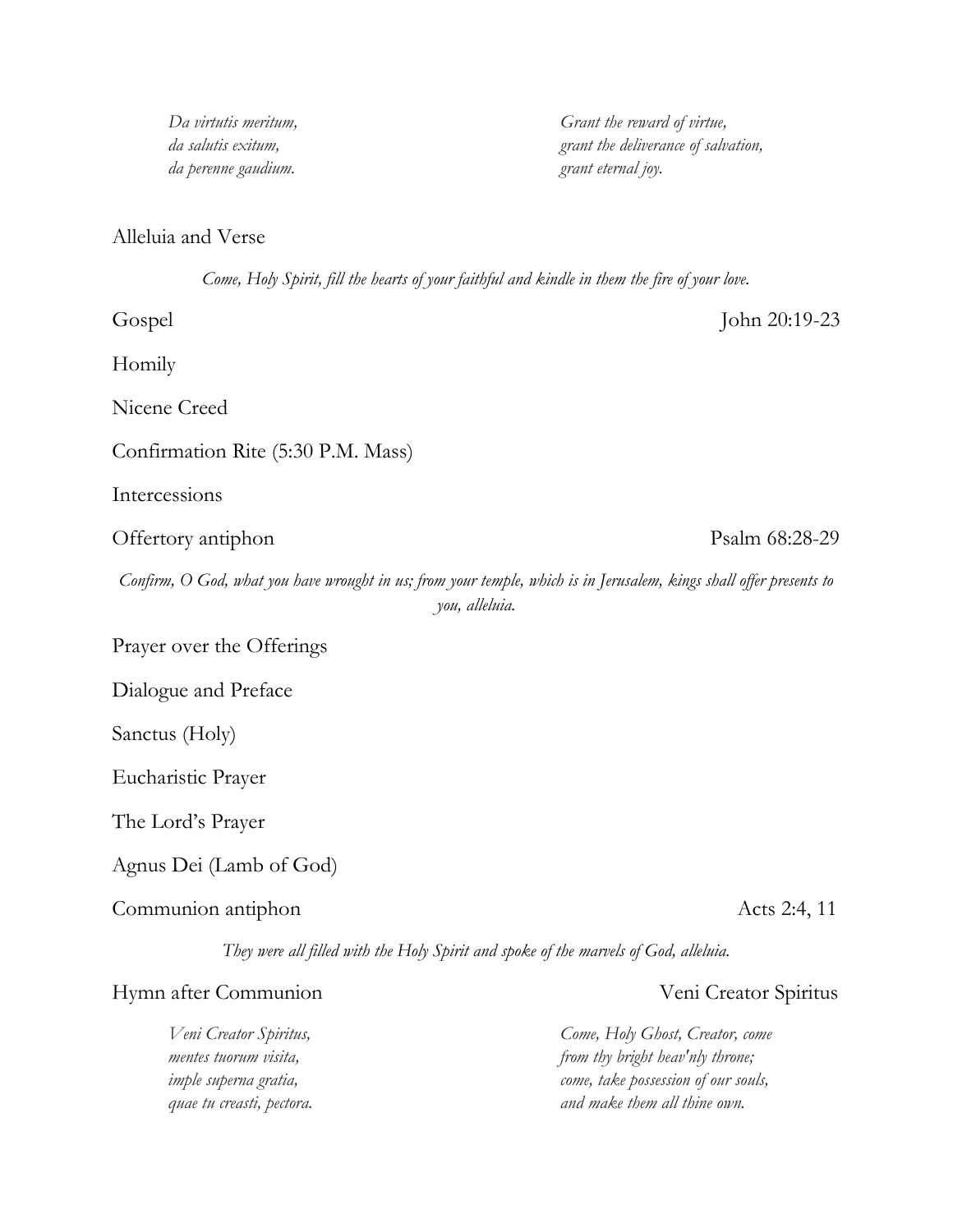| | |
|---|---|
| *Da virtutis meritum,*<br>*da salutis exitum,*<br>*da perenne gaudium.* | *Grant the reward of virtue,*<br>*grant the deliverance of salvation,*<br>*grant eternal joy.* |

Alleluia and Verse

*Come, Holy Spirit, fill the hearts of your faithful and kindle in them the fire of your love.*

Gospel — John 20:19-23

Homily

Nicene Creed

Confirmation Rite (5:30 P.M. Mass)

Intercessions

Offertory antiphon — Psalm 68:28-29

*Confirm, O God, what you have wrought in us; from your temple, which is in Jerusalem, kings shall offer presents to you, alleluia.*

Prayer over the Offerings

Dialogue and Preface

Sanctus (Holy)

Eucharistic Prayer

The Lord's Prayer

Agnus Dei (Lamb of God)

Communion antiphon — Acts 2:4, 11

*They were all filled with the Holy Spirit and spoke of the marvels of God, alleluia.*

Hymn after Communion — Veni Creator Spiritus

| | |
|---|---|
| *Veni Creator Spiritus,*<br>*mentes tuorum visita,*<br>*imple superna gratia,*<br>*quae tu creasti, pectora.* | *Come, Holy Ghost, Creator, come*<br>*from thy bright heav'nly throne;*<br>*come, take possession of our souls,*<br>*and make them all thine own.* |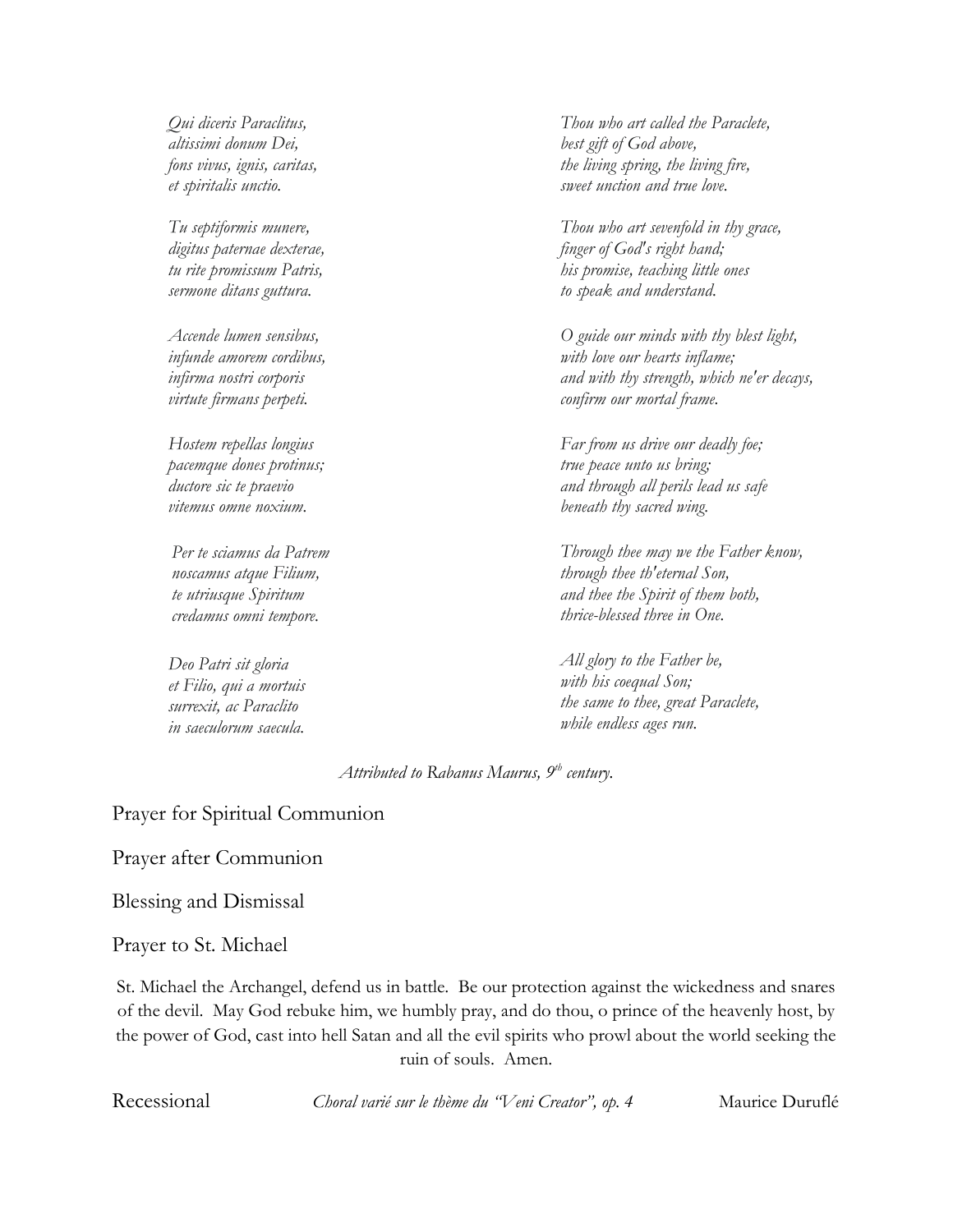*Qui diceris Paraclitus,*
*altissimi donum Dei,*
*fons vivus, ignis, caritas,*
*et spiritalis unctio.*

*Thou who art called the Paraclete,*
*best gift of God above,*
*the living spring, the living fire,*
*sweet unction and true love.*

*Tu septiformis munere,*
*digitus paternae dexterae,*
*tu rite promissum Patris,*
*sermone ditans guttura.*

*Thou who art sevenfold in thy grace,*
*finger of God's right hand;*
*his promise, teaching little ones*
*to speak and understand.*

*Accende lumen sensibus,*
*infunde amorem cordibus,*
*infirma nostri corporis*
*virtute firmans perpeti.*

*O guide our minds with thy blest light,*
*with love our hearts inflame;*
*and with thy strength, which ne'er decays,*
*confirm our mortal frame.*

*Hostem repellas longius*
*pacemque dones protinus;*
*ductore sic te praevio*
*vitemus omne noxium.*

*Far from us drive our deadly foe;*
*true peace unto us bring;*
*and through all perils lead us safe*
*beneath thy sacred wing.*

*Per te sciamus da Patrem*
*noscamus atque Filium,*
*te utriusque Spiritum*
*credamus omni tempore.*

*Through thee may we the Father know,*
*through thee th'eternal Son,*
*and thee the Spirit of them both,*
*thrice-blessed three in One.*

*Deo Patri sit gloria*
*et Filio, qui a mortuis*
*surrexit, ac Paraclito*
*in saeculorum saecula.*

*All glory to the Father be,*
*with his coequal Son;*
*the same to thee, great Paraclete,*
*while endless ages run.*

*Attributed to Rabanus Maurus, 9th century.*

Prayer for Spiritual Communion

Prayer after Communion

Blessing and Dismissal

Prayer to St. Michael

St. Michael the Archangel, defend us in battle. Be our protection against the wickedness and snares of the devil. May God rebuke him, we humbly pray, and do thou, o prince of the heavenly host, by the power of God, cast into hell Satan and all the evil spirits who prowl about the world seeking the ruin of souls. Amen.

Recessional — *Choral varié sur le thème du "Veni Creator", op. 4* — Maurice Duruflé